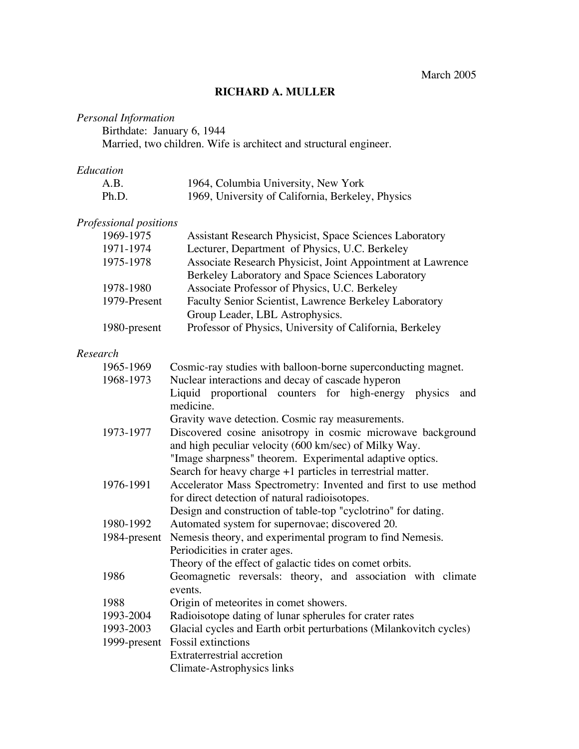March 2005

# RICHARD A. MULLER

*Personal Information*

Birthdate: January 6, 1944

Married, two children. Wife is architect and structural engineer.

*Education*

| | |
|---|---|
| A.B. | 1964, Columbia University, New York |
| Ph.D. | 1969, University of California, Berkeley, Physics |

*Professional positions*

| | |
|---|---|
| 1969-1975 | Assistant Research Physicist, Space Sciences Laboratory |
| 1971-1974 | Lecturer, Department of Physics, U.C. Berkeley |
| 1975-1978 | Associate Research Physicist, Joint Appointment at Lawrence Berkeley Laboratory and Space Sciences Laboratory |
| 1978-1980 | Associate Professor of Physics, U.C. Berkeley |
| 1979-Present | Faculty Senior Scientist, Lawrence Berkeley Laboratory<br>Group Leader, LBL Astrophysics. |
| 1980-present | Professor of Physics, University of California, Berkeley |

*Research*

| | |
|---|---|
| 1965-1969 | Cosmic-ray studies with balloon-borne superconducting magnet. |
| 1968-1973 | Nuclear interactions and decay of cascade hyperon<br>Liquid proportional counters for high-energy physics and medicine.<br>Gravity wave detection. Cosmic ray measurements. |
| 1973-1977 | Discovered cosine anisotropy in cosmic microwave background and high peculiar velocity (600 km/sec) of Milky Way.<br>"Image sharpness" theorem. Experimental adaptive optics.<br>Search for heavy charge +1 particles in terrestrial matter. |
| 1976-1991 | Accelerator Mass Spectrometry: Invented and first to use method for direct detection of natural radioisotopes.<br>Design and construction of table-top "cyclotrino" for dating. |
| 1980-1992 | Automated system for supernovae; discovered 20. |
| 1984-present | Nemesis theory, and experimental program to find Nemesis.<br>Periodicities in crater ages.<br>Theory of the effect of galactic tides on comet orbits. |
| 1986 | Geomagnetic reversals: theory, and association with climate events. |
| 1988 | Origin of meteorites in comet showers. |
| 1993-2004 | Radioisotope dating of lunar spherules for crater rates |
| 1993-2003 | Glacial cycles and Earth orbit perturbations (Milankovitch cycles) |
| 1999-present | Fossil extinctions<br>Extraterrestrial accretion<br>Climate-Astrophysics links |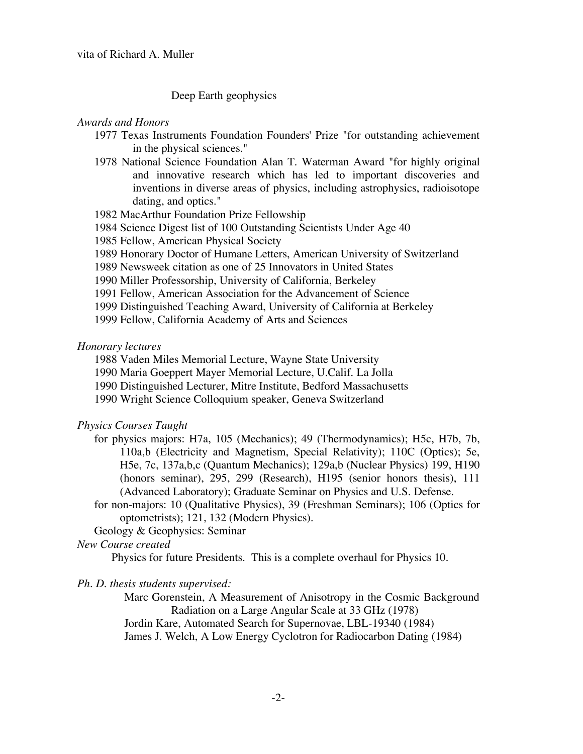Deep Earth geophysics

*Awards and Honors*

- 1977 Texas Instruments Foundation Founders' Prize "for outstanding achievement in the physical sciences."
- 1978 National Science Foundation Alan T. Waterman Award "for highly original and innovative research which has led to important discoveries and inventions in diverse areas of physics, including astrophysics, radioisotope dating, and optics."
- 1982 MacArthur Foundation Prize Fellowship
- 1984 Science Digest list of 100 Outstanding Scientists Under Age 40
- 1985 Fellow, American Physical Society
- 1989 Honorary Doctor of Humane Letters, American University of Switzerland
- 1989 Newsweek citation as one of 25 Innovators in United States
- 1990 Miller Professorship, University of California, Berkeley
- 1991 Fellow, American Association for the Advancement of Science
- 1999 Distinguished Teaching Award, University of California at Berkeley
- 1999 Fellow, California Academy of Arts and Sciences

*Honorary lectures*

- 1988 Vaden Miles Memorial Lecture, Wayne State University
- 1990 Maria Goeppert Mayer Memorial Lecture, U.Calif. La Jolla
- 1990 Distinguished Lecturer, Mitre Institute, Bedford Massachusetts
- 1990 Wright Science Colloquium speaker, Geneva Switzerland

*Physics Courses Taught*

for physics majors: H7a, 105 (Mechanics); 49 (Thermodynamics); H5c, H7b, 7b, 110a,b (Electricity and Magnetism, Special Relativity); 110C (Optics); 5e, H5e, 7c, 137a,b,c (Quantum Mechanics); 129a,b (Nuclear Physics) 199, H190 (honors seminar), 295, 299 (Research), H195 (senior honors thesis), 111 (Advanced Laboratory); Graduate Seminar on Physics and U.S. Defense.

for non-majors: 10 (Qualitative Physics), 39 (Freshman Seminars); 106 (Optics for optometrists); 121, 132 (Modern Physics).

Geology & Geophysics: Seminar

*New Course created*

Physics for future Presidents. This is a complete overhaul for Physics 10.

*Ph. D. thesis students supervised:*

- Marc Gorenstein, A Measurement of Anisotropy in the Cosmic Background Radiation on a Large Angular Scale at 33 GHz (1978)
- Jordin Kare, Automated Search for Supernovae, LBL-19340 (1984)
- James J. Welch, A Low Energy Cyclotron for Radiocarbon Dating (1984)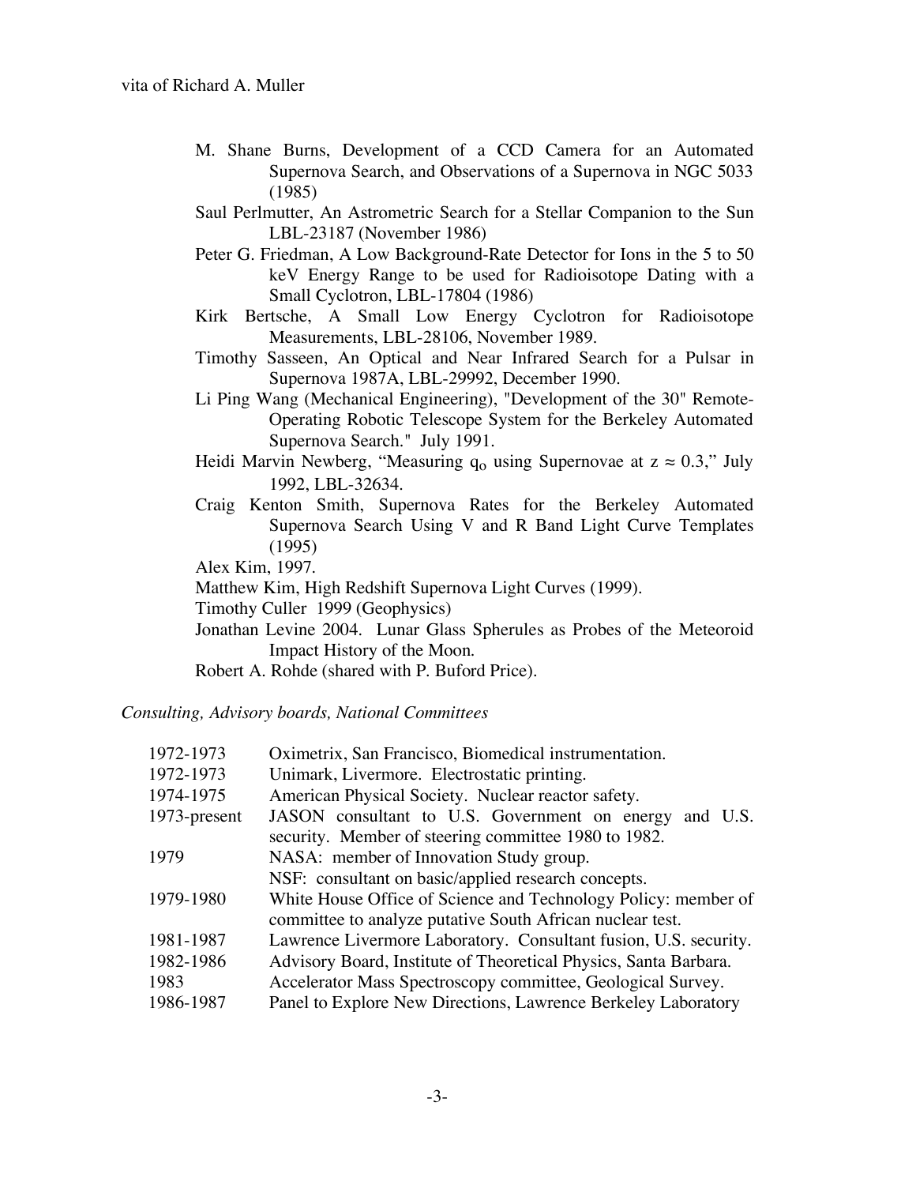- M. Shane Burns, Development of a CCD Camera for an Automated Supernova Search, and Observations of a Supernova in NGC 5033 (1985)
- Saul Perlmutter, An Astrometric Search for a Stellar Companion to the Sun LBL-23187 (November 1986)
- Peter G. Friedman, A Low Background-Rate Detector for Ions in the 5 to 50 keV Energy Range to be used for Radioisotope Dating with a Small Cyclotron, LBL-17804 (1986)
- Kirk Bertsche, A Small Low Energy Cyclotron for Radioisotope Measurements, LBL-28106, November 1989.
- Timothy Sasseen, An Optical and Near Infrared Search for a Pulsar in Supernova 1987A, LBL-29992, December 1990.
- Li Ping Wang (Mechanical Engineering), "Development of the 30" Remote-Operating Robotic Telescope System for the Berkeley Automated Supernova Search." July 1991.
- Heidi Marvin Newberg, "Measuring $q_o$ using Supernovae at $z \approx 0.3$," July 1992, LBL-32634.
- Craig Kenton Smith, Supernova Rates for the Berkeley Automated Supernova Search Using V and R Band Light Curve Templates (1995)
- Alex Kim, 1997.
- Matthew Kim, High Redshift Supernova Light Curves (1999).
- Timothy Culler 1999 (Geophysics)
- Jonathan Levine 2004. Lunar Glass Spherules as Probes of the Meteoroid Impact History of the Moon.
- Robert A. Rohde (shared with P. Buford Price).

*Consulting, Advisory boards, National Committees*

| | |
|---|---|
| 1972-1973 | Oximetrix, San Francisco, Biomedical instrumentation. |
| 1972-1973 | Unimark, Livermore. Electrostatic printing. |
| 1974-1975 | American Physical Society. Nuclear reactor safety. |
| 1973-present | JASON consultant to U.S. Government on energy and U.S. security. Member of steering committee 1980 to 1982. |
| 1979 | NASA: member of Innovation Study group. |
| | NSF: consultant on basic/applied research concepts. |
| 1979-1980 | White House Office of Science and Technology Policy: member of committee to analyze putative South African nuclear test. |
| 1981-1987 | Lawrence Livermore Laboratory. Consultant fusion, U.S. security. |
| 1982-1986 | Advisory Board, Institute of Theoretical Physics, Santa Barbara. |
| 1983 | Accelerator Mass Spectroscopy committee, Geological Survey. |
| 1986-1987 | Panel to Explore New Directions, Lawrence Berkeley Laboratory |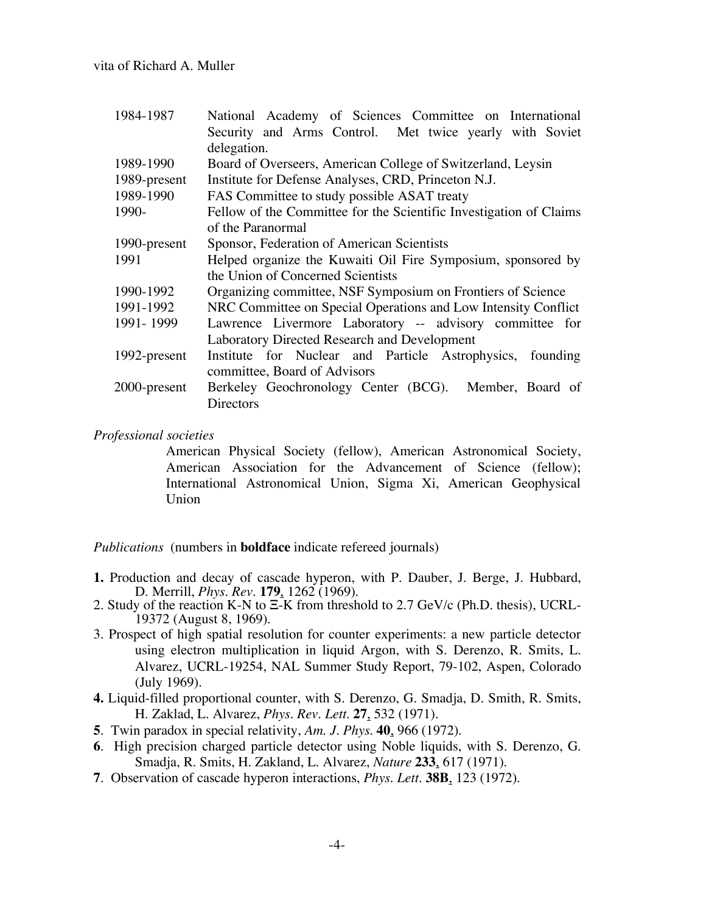| | |
|---|---|
| 1984-1987 | National Academy of Sciences Committee on International Security and Arms Control. Met twice yearly with Soviet delegation. |
| 1989-1990 | Board of Overseers, American College of Switzerland, Leysin |
| 1989-present | Institute for Defense Analyses, CRD, Princeton N.J. |
| 1989-1990 | FAS Committee to study possible ASAT treaty |
| 1990- | Fellow of the Committee for the Scientific Investigation of Claims of the Paranormal |
| 1990-present | Sponsor, Federation of American Scientists |
| 1991 | Helped organize the Kuwaiti Oil Fire Symposium, sponsored by the Union of Concerned Scientists |
| 1990-1992 | Organizing committee, NSF Symposium on Frontiers of Science |
| 1991-1992 | NRC Committee on Special Operations and Low Intensity Conflict |
| 1991- 1999 | Lawrence Livermore Laboratory -- advisory committee for Laboratory Directed Research and Development |
| 1992-present | Institute for Nuclear and Particle Astrophysics, founding committee, Board of Advisors |
| 2000-present | Berkeley Geochronology Center (BCG). Member, Board of Directors |

*Professional societies*

American Physical Society (fellow), American Astronomical Society, American Association for the Advancement of Science (fellow); International Astronomical Union, Sigma Xi, American Geophysical Union

*Publications* (numbers in **boldface** indicate refereed journals)

**1.** Production and decay of cascade hyperon, with P. Dauber, J. Berge, J. Hubbard, D. Merrill, *Phys. Rev*. **179**, 1262 (1969).

2. Study of the reaction K-N to Ξ-K from threshold to 2.7 GeV/c (Ph.D. thesis), UCRL-19372 (August 8, 1969).

3. Prospect of high spatial resolution for counter experiments: a new particle detector using electron multiplication in liquid Argon, with S. Derenzo, R. Smits, L. Alvarez, UCRL-19254, NAL Summer Study Report, 79-102, Aspen, Colorado (July 1969).

**4.** Liquid-filled proportional counter, with S. Derenzo, G. Smadja, D. Smith, R. Smits, H. Zaklad, L. Alvarez, *Phys. Rev. Lett*. **27**, 532 (1971).

**5**. Twin paradox in special relativity, *Am. J. Phys*. **40**, 966 (1972).

**6**. High precision charged particle detector using Noble liquids, with S. Derenzo, G. Smadja, R. Smits, H. Zakland, L. Alvarez, *Nature* **233**, 617 (1971).

**7**. Observation of cascade hyperon interactions, *Phys. Lett*. **38B**, 123 (1972).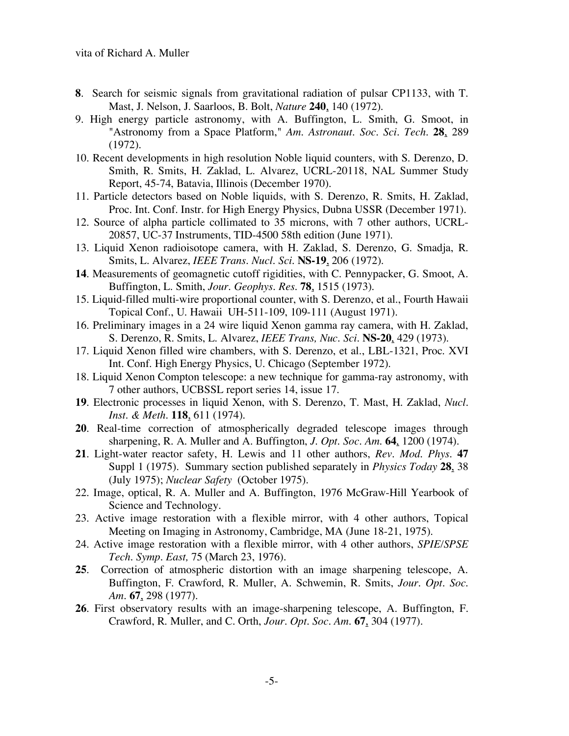**8**. Search for seismic signals from gravitational radiation of pulsar CP1133, with T. Mast, J. Nelson, J. Saarloos, B. Bolt, *Nature* **240**, 140 (1972).

9. High energy particle astronomy, with A. Buffington, L. Smith, G. Smoot, in "Astronomy from a Space Platform," *Am. Astronaut. Soc. Sci. Tech.* **28**, 289 (1972).

10. Recent developments in high resolution Noble liquid counters, with S. Derenzo, D. Smith, R. Smits, H. Zaklad, L. Alvarez, UCRL-20118, NAL Summer Study Report, 45-74, Batavia, Illinois (December 1970).

11. Particle detectors based on Noble liquids, with S. Derenzo, R. Smits, H. Zaklad, Proc. Int. Conf. Instr. for High Energy Physics, Dubna USSR (December 1971).

12. Source of alpha particle collimated to 35 microns, with 7 other authors, UCRL-20857, UC-37 Instruments, TID-4500 58th edition (June 1971).

13. Liquid Xenon radioisotope camera, with H. Zaklad, S. Derenzo, G. Smadja, R. Smits, L. Alvarez, *IEEE Trans. Nucl. Sci.* **NS-19**, 206 (1972).

**14**. Measurements of geomagnetic cutoff rigidities, with C. Pennypacker, G. Smoot, A. Buffington, L. Smith, *Jour. Geophys. Res.* **78**, 1515 (1973).

15. Liquid-filled multi-wire proportional counter, with S. Derenzo, et al., Fourth Hawaii Topical Conf., U. Hawaii UH-511-109, 109-111 (August 1971).

16. Preliminary images in a 24 wire liquid Xenon gamma ray camera, with H. Zaklad, S. Derenzo, R. Smits, L. Alvarez, *IEEE Trans, Nuc. Sci.* **NS-20**, 429 (1973).

17. Liquid Xenon filled wire chambers, with S. Derenzo, et al., LBL-1321, Proc. XVI Int. Conf. High Energy Physics, U. Chicago (September 1972).

18. Liquid Xenon Compton telescope: a new technique for gamma-ray astronomy, with 7 other authors, UCBSSL report series 14, issue 17.

**19**. Electronic processes in liquid Xenon, with S. Derenzo, T. Mast, H. Zaklad, *Nucl. Inst. & Meth.* **118**, 611 (1974).

**20**. Real-time correction of atmospherically degraded telescope images through sharpening, R. A. Muller and A. Buffington, *J. Opt. Soc. Am.* **64**, 1200 (1974).

**21**. Light-water reactor safety, H. Lewis and 11 other authors, *Rev. Mod. Phys.* **47** Suppl 1 (1975). Summary section published separately in *Physics Today* **28**, 38 (July 1975); *Nuclear Safety* (October 1975).

22. Image, optical, R. A. Muller and A. Buffington, 1976 McGraw-Hill Yearbook of Science and Technology.

23. Active image restoration with a flexible mirror, with 4 other authors, Topical Meeting on Imaging in Astronomy, Cambridge, MA (June 18-21, 1975).

24. Active image restoration with a flexible mirror, with 4 other authors, *SPIE/SPSE Tech. Symp. East,* 75 (March 23, 1976).

**25**. Correction of atmospheric distortion with an image sharpening telescope, A. Buffington, F. Crawford, R. Muller, A. Schwemin, R. Smits, *Jour. Opt. Soc. Am.* **67**, 298 (1977).

**26**. First observatory results with an image-sharpening telescope, A. Buffington, F. Crawford, R. Muller, and C. Orth, *Jour. Opt. Soc. Am.* **67**, 304 (1977).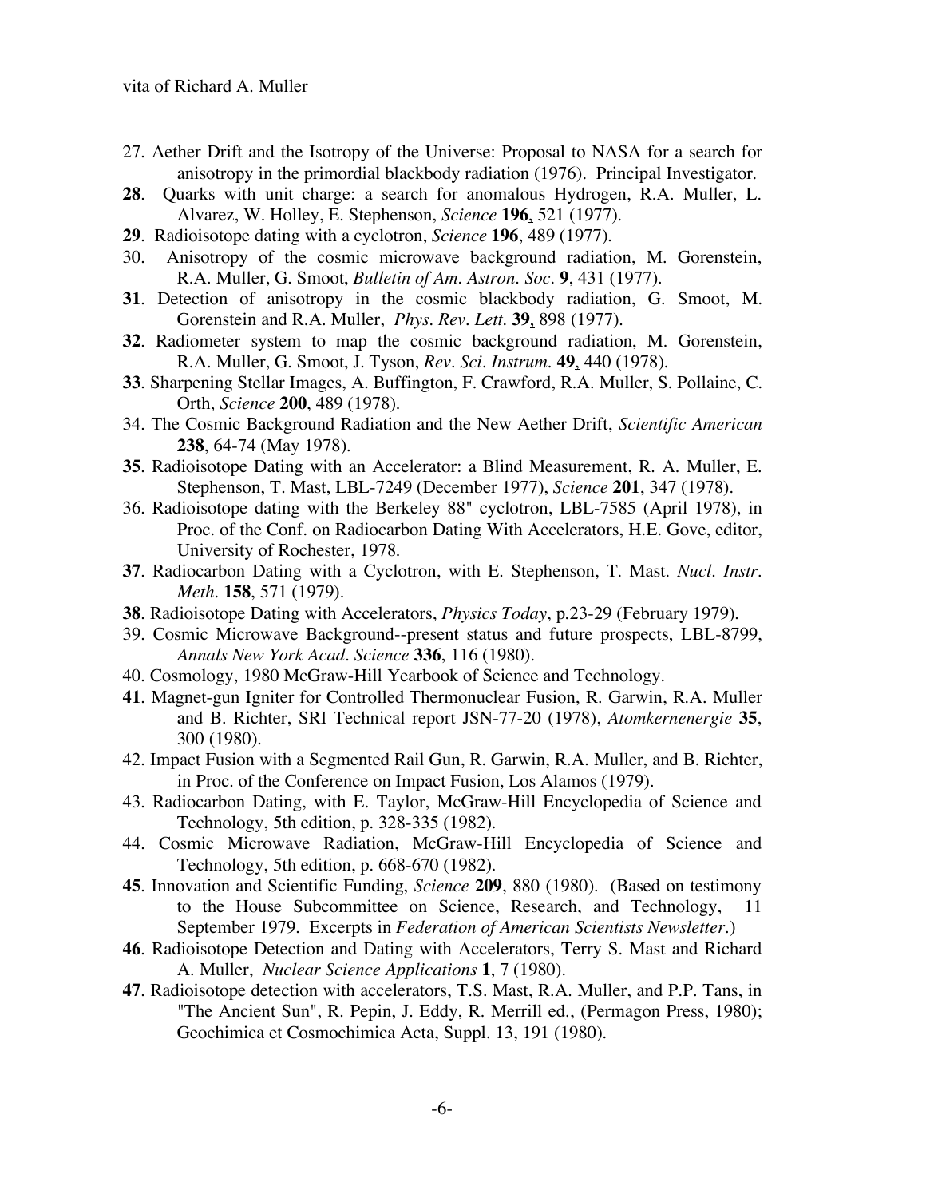27. Aether Drift and the Isotropy of the Universe: Proposal to NASA for a search for anisotropy in the primordial blackbody radiation (1976). Principal Investigator.

**28**. Quarks with unit charge: a search for anomalous Hydrogen, R.A. Muller, L. Alvarez, W. Holley, E. Stephenson, *Science* **196**, 521 (1977).

**29**. Radioisotope dating with a cyclotron, *Science* **196**, 489 (1977).

30. Anisotropy of the cosmic microwave background radiation, M. Gorenstein, R.A. Muller, G. Smoot, *Bulletin of Am. Astron. Soc.* **9**, 431 (1977).

**31**. Detection of anisotropy in the cosmic blackbody radiation, G. Smoot, M. Gorenstein and R.A. Muller, *Phys. Rev. Lett.* **39**, 898 (1977).

**32**. Radiometer system to map the cosmic background radiation, M. Gorenstein, R.A. Muller, G. Smoot, J. Tyson, *Rev. Sci. Instrum.* **49**, 440 (1978).

**33**. Sharpening Stellar Images, A. Buffington, F. Crawford, R.A. Muller, S. Pollaine, C. Orth, *Science* **200**, 489 (1978).

34. The Cosmic Background Radiation and the New Aether Drift, *Scientific American* **238**, 64-74 (May 1978).

**35**. Radioisotope Dating with an Accelerator: a Blind Measurement, R. A. Muller, E. Stephenson, T. Mast, LBL-7249 (December 1977), *Science* **201**, 347 (1978).

36. Radioisotope dating with the Berkeley 88" cyclotron, LBL-7585 (April 1978), in Proc. of the Conf. on Radiocarbon Dating With Accelerators, H.E. Gove, editor, University of Rochester, 1978.

**37**. Radiocarbon Dating with a Cyclotron, with E. Stephenson, T. Mast. *Nucl. Instr. Meth.* **158**, 571 (1979).

**38**. Radioisotope Dating with Accelerators, *Physics Today*, p.23-29 (February 1979).

39. Cosmic Microwave Background--present status and future prospects, LBL-8799, *Annals New York Acad. Science* **336**, 116 (1980).

40. Cosmology, 1980 McGraw-Hill Yearbook of Science and Technology.

**41**. Magnet-gun Igniter for Controlled Thermonuclear Fusion, R. Garwin, R.A. Muller and B. Richter, SRI Technical report JSN-77-20 (1978), *Atomkernenergie* **35**, 300 (1980).

42. Impact Fusion with a Segmented Rail Gun, R. Garwin, R.A. Muller, and B. Richter, in Proc. of the Conference on Impact Fusion, Los Alamos (1979).

43. Radiocarbon Dating, with E. Taylor, McGraw-Hill Encyclopedia of Science and Technology, 5th edition, p. 328-335 (1982).

44. Cosmic Microwave Radiation, McGraw-Hill Encyclopedia of Science and Technology, 5th edition, p. 668-670 (1982).

**45**. Innovation and Scientific Funding, *Science* **209**, 880 (1980). (Based on testimony to the House Subcommittee on Science, Research, and Technology, 11 September 1979. Excerpts in *Federation of American Scientists Newsletter*.)

**46**. Radioisotope Detection and Dating with Accelerators, Terry S. Mast and Richard A. Muller, *Nuclear Science Applications* **1**, 7 (1980).

**47**. Radioisotope detection with accelerators, T.S. Mast, R.A. Muller, and P.P. Tans, in "The Ancient Sun", R. Pepin, J. Eddy, R. Merrill ed., (Permagon Press, 1980); Geochimica et Cosmochimica Acta, Suppl. 13, 191 (1980).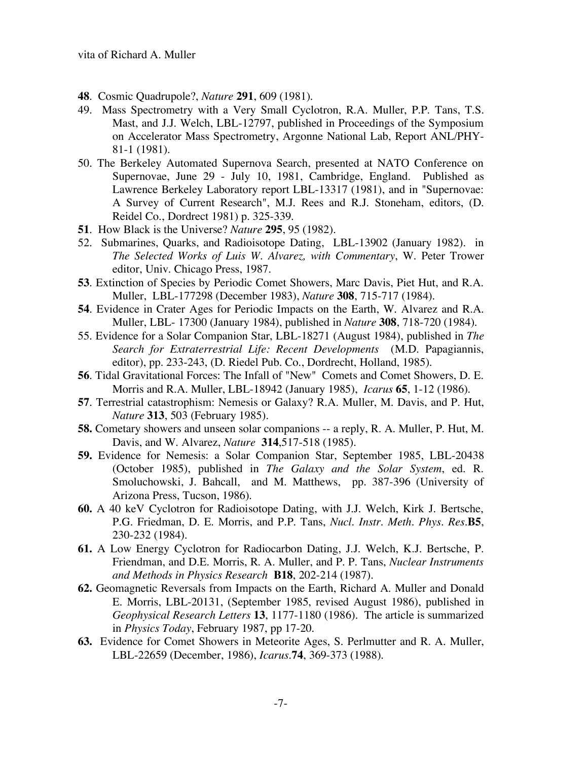**48**. Cosmic Quadrupole?, *Nature* **291**, 609 (1981).

49. Mass Spectrometry with a Very Small Cyclotron, R.A. Muller, P.P. Tans, T.S. Mast, and J.J. Welch, LBL-12797, published in Proceedings of the Symposium on Accelerator Mass Spectrometry, Argonne National Lab, Report ANL/PHY-81-1 (1981).

50. The Berkeley Automated Supernova Search, presented at NATO Conference on Supernovae, June 29 - July 10, 1981, Cambridge, England. Published as Lawrence Berkeley Laboratory report LBL-13317 (1981), and in "Supernovae: A Survey of Current Research", M.J. Rees and R.J. Stoneham, editors, (D. Reidel Co., Dordrect 1981) p. 325-339.

**51**. How Black is the Universe? *Nature* **295**, 95 (1982).

52. Submarines, Quarks, and Radioisotope Dating, LBL-13902 (January 1982). in *The Selected Works of Luis W. Alvarez, with Commentary*, W. Peter Trower editor, Univ. Chicago Press, 1987.

**53**. Extinction of Species by Periodic Comet Showers, Marc Davis, Piet Hut, and R.A. Muller, LBL-177298 (December 1983), *Nature* **308**, 715-717 (1984).

**54**. Evidence in Crater Ages for Periodic Impacts on the Earth, W. Alvarez and R.A. Muller, LBL- 17300 (January 1984), published in *Nature* **308**, 718-720 (1984).

55. Evidence for a Solar Companion Star, LBL-18271 (August 1984), published in *The Search for Extraterrestrial Life: Recent Developments* (M.D. Papagiannis, editor), pp. 233-243, (D. Riedel Pub. Co., Dordrecht, Holland, 1985).

**56**. Tidal Gravitational Forces: The Infall of "New" Comets and Comet Showers, D. E. Morris and R.A. Muller, LBL-18942 (January 1985), *Icarus* **65**, 1-12 (1986).

**57**. Terrestrial catastrophism: Nemesis or Galaxy? R.A. Muller, M. Davis, and P. Hut, *Nature* **313**, 503 (February 1985).

**58.** Cometary showers and unseen solar companions -- a reply, R. A. Muller, P. Hut, M. Davis, and W. Alvarez, *Nature* **314**,517-518 (1985).

**59.** Evidence for Nemesis: a Solar Companion Star, September 1985, LBL-20438 (October 1985), published in *The Galaxy and the Solar System*, ed. R. Smoluchowski, J. Bahcall, and M. Matthews, pp. 387-396 (University of Arizona Press, Tucson, 1986).

**60.** A 40 keV Cyclotron for Radioisotope Dating, with J.J. Welch, Kirk J. Bertsche, P.G. Friedman, D. E. Morris, and P.P. Tans, *Nucl. Instr. Meth. Phys. Res.***B5**, 230-232 (1984).

**61.** A Low Energy Cyclotron for Radiocarbon Dating, J.J. Welch, K.J. Bertsche, P. Friendman, and D.E. Morris, R. A. Muller, and P. P. Tans, *Nuclear Instruments and Methods in Physics Research* **B18**, 202-214 (1987).

**62.** Geomagnetic Reversals from Impacts on the Earth, Richard A. Muller and Donald E. Morris, LBL-20131, (September 1985, revised August 1986), published in *Geophysical Research Letters* **13**, 1177-1180 (1986). The article is summarized in *Physics Today*, February 1987, pp 17-20.

**63.** Evidence for Comet Showers in Meteorite Ages, S. Perlmutter and R. A. Muller, LBL-22659 (December, 1986), *Icarus*.**74**, 369-373 (1988).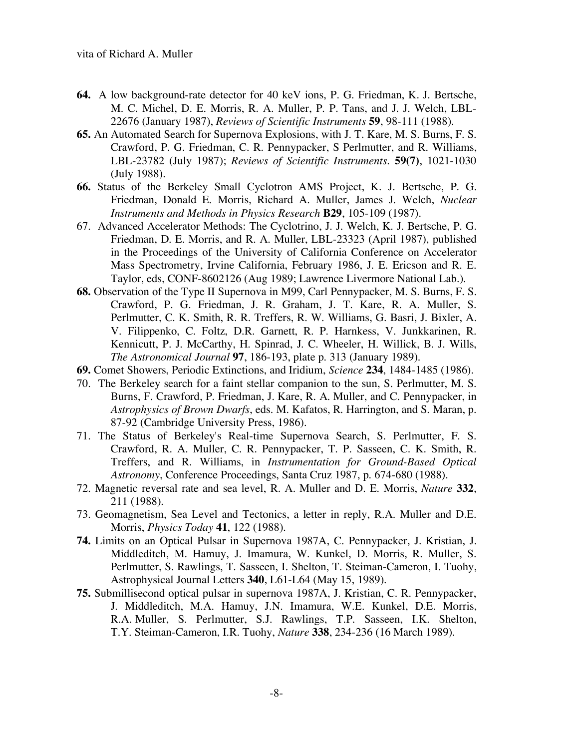**64.** A low background-rate detector for 40 keV ions, P. G. Friedman, K. J. Bertsche, M. C. Michel, D. E. Morris, R. A. Muller, P. P. Tans, and J. J. Welch, LBL-22676 (January 1987), *Reviews of Scientific Instruments* **59**, 98-111 (1988).

**65.** An Automated Search for Supernova Explosions, with J. T. Kare, M. S. Burns, F. S. Crawford, P. G. Friedman, C. R. Pennypacker, S Perlmutter, and R. Williams, LBL-23782 (July 1987); *Reviews of Scientific Instruments.* **59(7)**, 1021-1030 (July 1988).

**66.** Status of the Berkeley Small Cyclotron AMS Project, K. J. Bertsche, P. G. Friedman, Donald E. Morris, Richard A. Muller, James J. Welch, *Nuclear Instruments and Methods in Physics Research* **B29**, 105-109 (1987).

67. Advanced Accelerator Methods: The Cyclotrino, J. J. Welch, K. J. Bertsche, P. G. Friedman, D. E. Morris, and R. A. Muller, LBL-23323 (April 1987), published in the Proceedings of the University of California Conference on Accelerator Mass Spectrometry, Irvine California, February 1986, J. E. Ericson and R. E. Taylor, eds, CONF-8602126 (Aug 1989; Lawrence Livermore National Lab.).

**68.** Observation of the Type II Supernova in M99, Carl Pennypacker, M. S. Burns, F. S. Crawford, P. G. Friedman, J. R. Graham, J. T. Kare, R. A. Muller, S. Perlmutter, C. K. Smith, R. R. Treffers, R. W. Williams, G. Basri, J. Bixler, A. V. Filippenko, C. Foltz, D.R. Garnett, R. P. Harnkess, V. Junkkarinen, R. Kennicutt, P. J. McCarthy, H. Spinrad, J. C. Wheeler, H. Willick, B. J. Wills, *The Astronomical Journal* **97**, 186-193, plate p. 313 (January 1989).

**69.** Comet Showers, Periodic Extinctions, and Iridium, *Science* **234**, 1484-1485 (1986).

70. The Berkeley search for a faint stellar companion to the sun, S. Perlmutter, M. S. Burns, F. Crawford, P. Friedman, J. Kare, R. A. Muller, and C. Pennypacker, in *Astrophysics of Brown Dwarfs*, eds. M. Kafatos, R. Harrington, and S. Maran, p. 87-92 (Cambridge University Press, 1986).

71. The Status of Berkeley's Real-time Supernova Search, S. Perlmutter, F. S. Crawford, R. A. Muller, C. R. Pennypacker, T. P. Sasseen, C. K. Smith, R. Treffers, and R. Williams, in *Instrumentation for Ground-Based Optical Astronomy*, Conference Proceedings, Santa Cruz 1987, p. 674-680 (1988).

72. Magnetic reversal rate and sea level, R. A. Muller and D. E. Morris, *Nature* **332**, 211 (1988).

73. Geomagnetism, Sea Level and Tectonics, a letter in reply, R.A. Muller and D.E. Morris, *Physics Today* **41**, 122 (1988).

**74.** Limits on an Optical Pulsar in Supernova 1987A, C. Pennypacker, J. Kristian, J. Middleditch, M. Hamuy, J. Imamura, W. Kunkel, D. Morris, R. Muller, S. Perlmutter, S. Rawlings, T. Sasseen, I. Shelton, T. Steiman-Cameron, I. Tuohy, Astrophysical Journal Letters **340**, L61-L64 (May 15, 1989).

**75.** Submillisecond optical pulsar in supernova 1987A, J. Kristian, C. R. Pennypacker, J. Middleditch, M.A. Hamuy, J.N. Imamura, W.E. Kunkel, D.E. Morris, R.A. Muller, S. Perlmutter, S.J. Rawlings, T.P. Sasseen, I.K. Shelton, T.Y. Steiman-Cameron, I.R. Tuohy, *Nature* **338**, 234-236 (16 March 1989).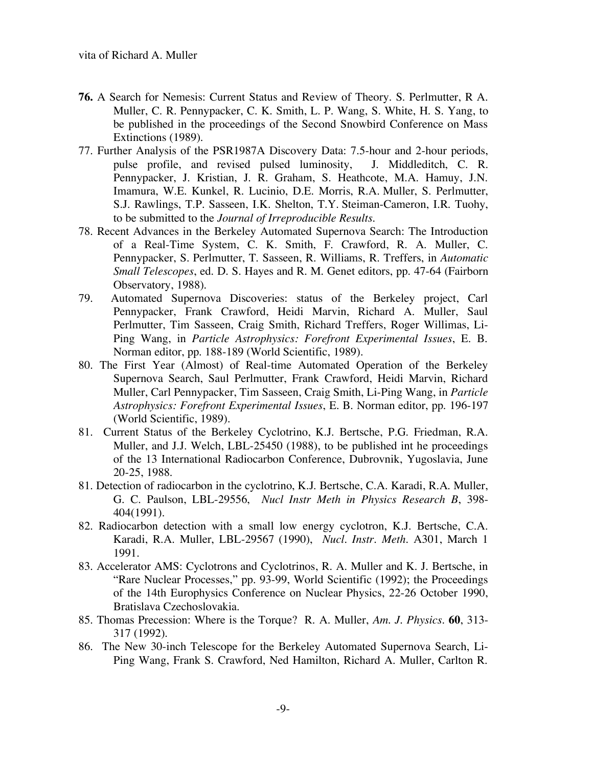**76.** A Search for Nemesis: Current Status and Review of Theory. S. Perlmutter, R A. Muller, C. R. Pennypacker, C. K. Smith, L. P. Wang, S. White, H. S. Yang, to be published in the proceedings of the Second Snowbird Conference on Mass Extinctions (1989).

77. Further Analysis of the PSR1987A Discovery Data: 7.5-hour and 2-hour periods, pulse profile, and revised pulsed luminosity, J. Middleditch, C. R. Pennypacker, J. Kristian, J. R. Graham, S. Heathcote, M.A. Hamuy, J.N. Imamura, W.E. Kunkel, R. Lucinio, D.E. Morris, R.A. Muller, S. Perlmutter, S.J. Rawlings, T.P. Sasseen, I.K. Shelton, T.Y. Steiman-Cameron, I.R. Tuohy, to be submitted to the *Journal of Irreproducible Results*.

78. Recent Advances in the Berkeley Automated Supernova Search: The Introduction of a Real-Time System, C. K. Smith, F. Crawford, R. A. Muller, C. Pennypacker, S. Perlmutter, T. Sasseen, R. Williams, R. Treffers, in *Automatic Small Telescopes*, ed. D. S. Hayes and R. M. Genet editors, pp. 47-64 (Fairborn Observatory, 1988).

79. Automated Supernova Discoveries: status of the Berkeley project, Carl Pennypacker, Frank Crawford, Heidi Marvin, Richard A. Muller, Saul Perlmutter, Tim Sasseen, Craig Smith, Richard Treffers, Roger Willimas, Li-Ping Wang, in *Particle Astrophysics: Forefront Experimental Issues*, E. B. Norman editor, pp. 188-189 (World Scientific, 1989).

80. The First Year (Almost) of Real-time Automated Operation of the Berkeley Supernova Search, Saul Perlmutter, Frank Crawford, Heidi Marvin, Richard Muller, Carl Pennypacker, Tim Sasseen, Craig Smith, Li-Ping Wang, in *Particle Astrophysics: Forefront Experimental Issues*, E. B. Norman editor, pp. 196-197 (World Scientific, 1989).

81. Current Status of the Berkeley Cyclotrino, K.J. Bertsche, P.G. Friedman, R.A. Muller, and J.J. Welch, LBL-25450 (1988), to be published int he proceedings of the 13 International Radiocarbon Conference, Dubrovnik, Yugoslavia, June 20-25, 1988.

81. Detection of radiocarbon in the cyclotrino, K.J. Bertsche, C.A. Karadi, R.A. Muller, G. C. Paulson, LBL-29556, *Nucl Instr Meth in Physics Research B*, 398-404(1991).

82. Radiocarbon detection with a small low energy cyclotron, K.J. Bertsche, C.A. Karadi, R.A. Muller, LBL-29567 (1990), *Nucl. Instr. Meth.* A301, March 1 1991.

83. Accelerator AMS: Cyclotrons and Cyclotrinos, R. A. Muller and K. J. Bertsche, in "Rare Nuclear Processes," pp. 93-99, World Scientific (1992); the Proceedings of the 14th Europhysics Conference on Nuclear Physics, 22-26 October 1990, Bratislava Czechoslovakia.

85. Thomas Precession: Where is the Torque? R. A. Muller, *Am. J. Physics*. **60**, 313-317 (1992).

86. The New 30-inch Telescope for the Berkeley Automated Supernova Search, Li-Ping Wang, Frank S. Crawford, Ned Hamilton, Richard A. Muller, Carlton R.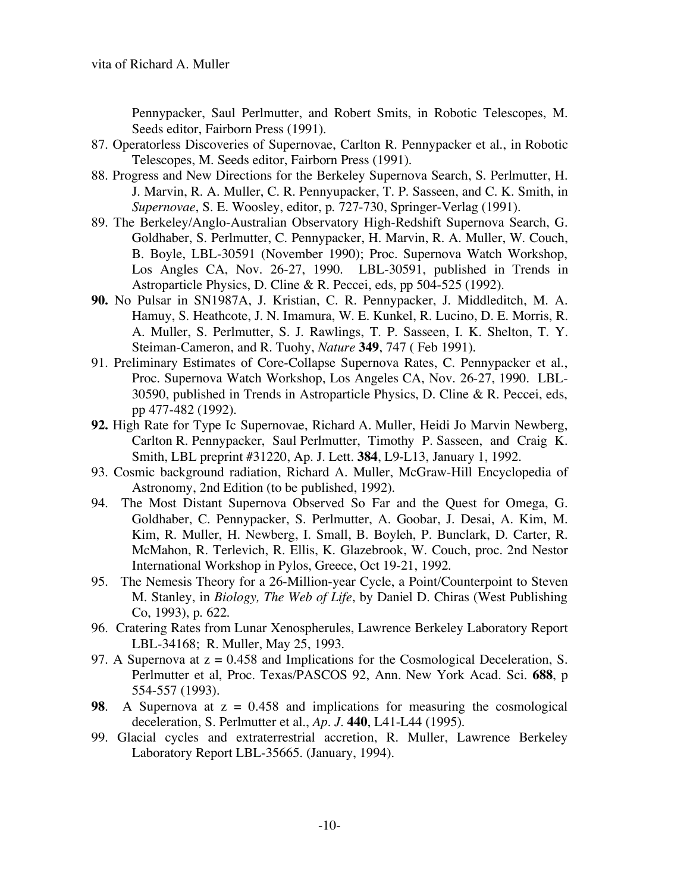Pennypacker, Saul Perlmutter, and Robert Smits, in Robotic Telescopes, M. Seeds editor, Fairborn Press (1991).

87. Operatorless Discoveries of Supernovae, Carlton R. Pennypacker et al., in Robotic Telescopes, M. Seeds editor, Fairborn Press (1991).
88. Progress and New Directions for the Berkeley Supernova Search, S. Perlmutter, H. J. Marvin, R. A. Muller, C. R. Pennyupacker, T. P. Sasseen, and C. K. Smith, in *Supernovae*, S. E. Woosley, editor, p. 727-730, Springer-Verlag (1991).
89. The Berkeley/Anglo-Australian Observatory High-Redshift Supernova Search, G. Goldhaber, S. Perlmutter, C. Pennypacker, H. Marvin, R. A. Muller, W. Couch, B. Boyle, LBL-30591 (November 1990); Proc. Supernova Watch Workshop, Los Angles CA, Nov. 26-27, 1990. LBL-30591, published in Trends in Astroparticle Physics, D. Cline & R. Peccei, eds, pp 504-525 (1992).
**90.** No Pulsar in SN1987A, J. Kristian, C. R. Pennypacker, J. Middleditch, M. A. Hamuy, S. Heathcote, J. N. Imamura, W. E. Kunkel, R. Lucino, D. E. Morris, R. A. Muller, S. Perlmutter, S. J. Rawlings, T. P. Sasseen, I. K. Shelton, T. Y. Steiman-Cameron, and R. Tuohy, *Nature* **349**, 747 ( Feb 1991).
91. Preliminary Estimates of Core-Collapse Supernova Rates, C. Pennypacker et al., Proc. Supernova Watch Workshop, Los Angeles CA, Nov. 26-27, 1990. LBL-30590, published in Trends in Astroparticle Physics, D. Cline & R. Peccei, eds, pp 477-482 (1992).
**92.** High Rate for Type Ic Supernovae, Richard A. Muller, Heidi Jo Marvin Newberg, Carlton R. Pennypacker, Saul Perlmutter, Timothy P. Sasseen, and Craig K. Smith, LBL preprint #31220, Ap. J. Lett. **384**, L9-L13, January 1, 1992.
93. Cosmic background radiation, Richard A. Muller, McGraw-Hill Encyclopedia of Astronomy, 2nd Edition (to be published, 1992).
94. The Most Distant Supernova Observed So Far and the Quest for Omega, G. Goldhaber, C. Pennypacker, S. Perlmutter, A. Goobar, J. Desai, A. Kim, M. Kim, R. Muller, H. Newberg, I. Small, B. Boyleh, P. Bunclark, D. Carter, R. McMahon, R. Terlevich, R. Ellis, K. Glazebrook, W. Couch, proc. 2nd Nestor International Workshop in Pylos, Greece, Oct 19-21, 1992.
95. The Nemesis Theory for a 26-Million-year Cycle, a Point/Counterpoint to Steven M. Stanley, in *Biology, The Web of Life*, by Daniel D. Chiras (West Publishing Co, 1993), p. 622.
96. Cratering Rates from Lunar Xenospherules, Lawrence Berkeley Laboratory Report LBL-34168; R. Muller, May 25, 1993.
97. A Supernova at z = 0.458 and Implications for the Cosmological Deceleration, S. Perlmutter et al, Proc. Texas/PASCOS 92, Ann. New York Acad. Sci. **688**, p 554-557 (1993).
**98**. A Supernova at z = 0.458 and implications for measuring the cosmological deceleration, S. Perlmutter et al., *Ap. J.* **440**, L41-L44 (1995).
99. Glacial cycles and extraterrestrial accretion, R. Muller, Lawrence Berkeley Laboratory Report LBL-35665. (January, 1994).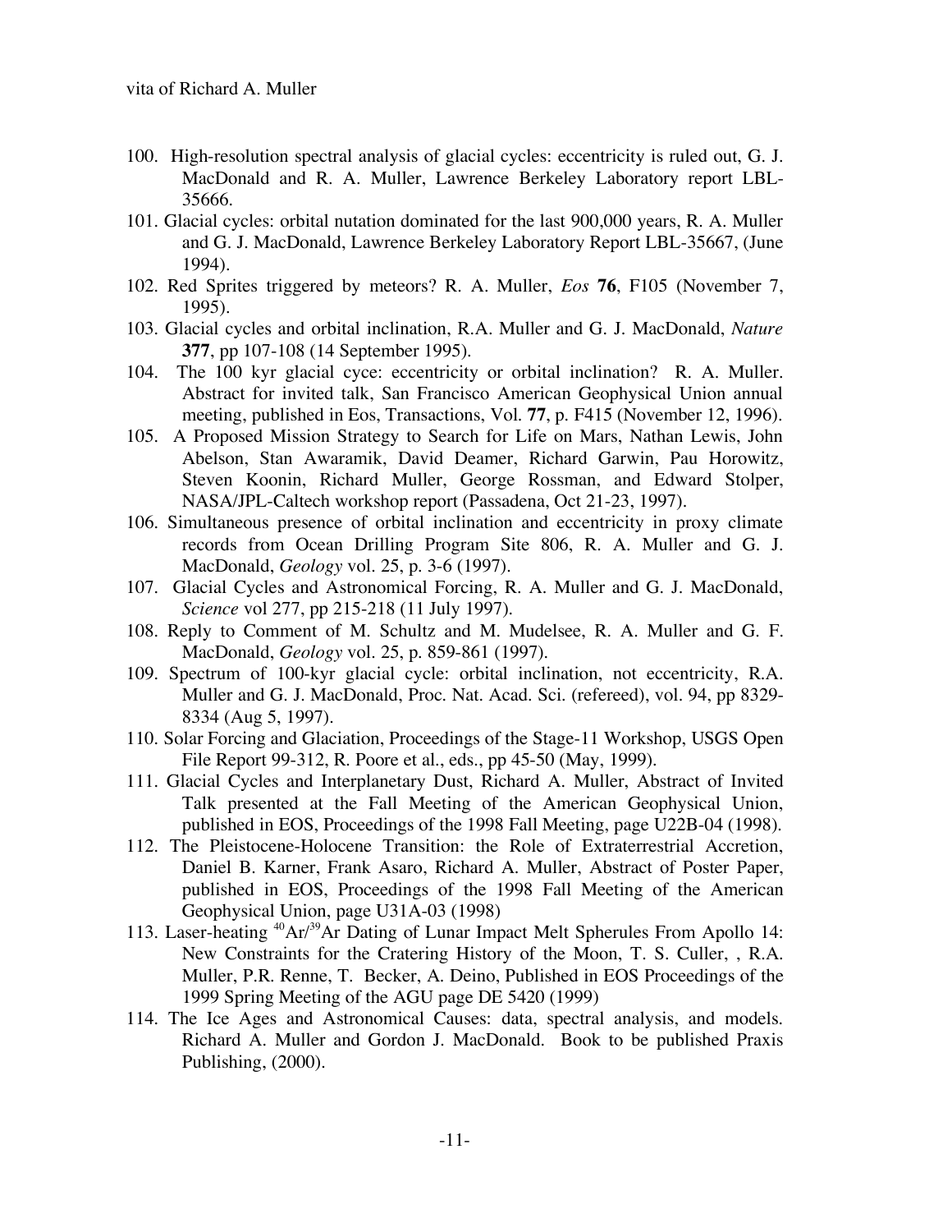100. High-resolution spectral analysis of glacial cycles: eccentricity is ruled out, G. J. MacDonald and R. A. Muller, Lawrence Berkeley Laboratory report LBL-35666.

101. Glacial cycles: orbital nutation dominated for the last 900,000 years, R. A. Muller and G. J. MacDonald, Lawrence Berkeley Laboratory Report LBL-35667, (June 1994).

102. Red Sprites triggered by meteors? R. A. Muller, *Eos* **76**, F105 (November 7, 1995).

103. Glacial cycles and orbital inclination, R.A. Muller and G. J. MacDonald, *Nature* **377**, pp 107-108 (14 September 1995).

104. The 100 kyr glacial cyce: eccentricity or orbital inclination? R. A. Muller. Abstract for invited talk, San Francisco American Geophysical Union annual meeting, published in Eos, Transactions, Vol. **77**, p. F415 (November 12, 1996).

105. A Proposed Mission Strategy to Search for Life on Mars, Nathan Lewis, John Abelson, Stan Awaramik, David Deamer, Richard Garwin, Pau Horowitz, Steven Koonin, Richard Muller, George Rossman, and Edward Stolper, NASA/JPL-Caltech workshop report (Passadena, Oct 21-23, 1997).

106. Simultaneous presence of orbital inclination and eccentricity in proxy climate records from Ocean Drilling Program Site 806, R. A. Muller and G. J. MacDonald, *Geology* vol. 25, p. 3-6 (1997).

107. Glacial Cycles and Astronomical Forcing, R. A. Muller and G. J. MacDonald, *Science* vol 277, pp 215-218 (11 July 1997).

108. Reply to Comment of M. Schultz and M. Mudelsee, R. A. Muller and G. F. MacDonald, *Geology* vol. 25, p. 859-861 (1997).

109. Spectrum of 100-kyr glacial cycle: orbital inclination, not eccentricity, R.A. Muller and G. J. MacDonald, Proc. Nat. Acad. Sci. (refereed), vol. 94, pp 8329-8334 (Aug 5, 1997).

110. Solar Forcing and Glaciation, Proceedings of the Stage-11 Workshop, USGS Open File Report 99-312, R. Poore et al., eds., pp 45-50 (May, 1999).

111. Glacial Cycles and Interplanetary Dust, Richard A. Muller, Abstract of Invited Talk presented at the Fall Meeting of the American Geophysical Union, published in EOS, Proceedings of the 1998 Fall Meeting, page U22B-04 (1998).

112. The Pleistocene-Holocene Transition: the Role of Extraterrestrial Accretion, Daniel B. Karner, Frank Asaro, Richard A. Muller, Abstract of Poster Paper, published in EOS, Proceedings of the 1998 Fall Meeting of the American Geophysical Union, page U31A-03 (1998)

113. Laser-heating $^{40}Ar/^{39}Ar$ Dating of Lunar Impact Melt Spherules From Apollo 14: New Constraints for the Cratering History of the Moon, T. S. Culler, , R.A. Muller, P.R. Renne, T. Becker, A. Deino, Published in EOS Proceedings of the 1999 Spring Meeting of the AGU page DE 5420 (1999)

114. The Ice Ages and Astronomical Causes: data, spectral analysis, and models. Richard A. Muller and Gordon J. MacDonald. Book to be published Praxis Publishing, (2000).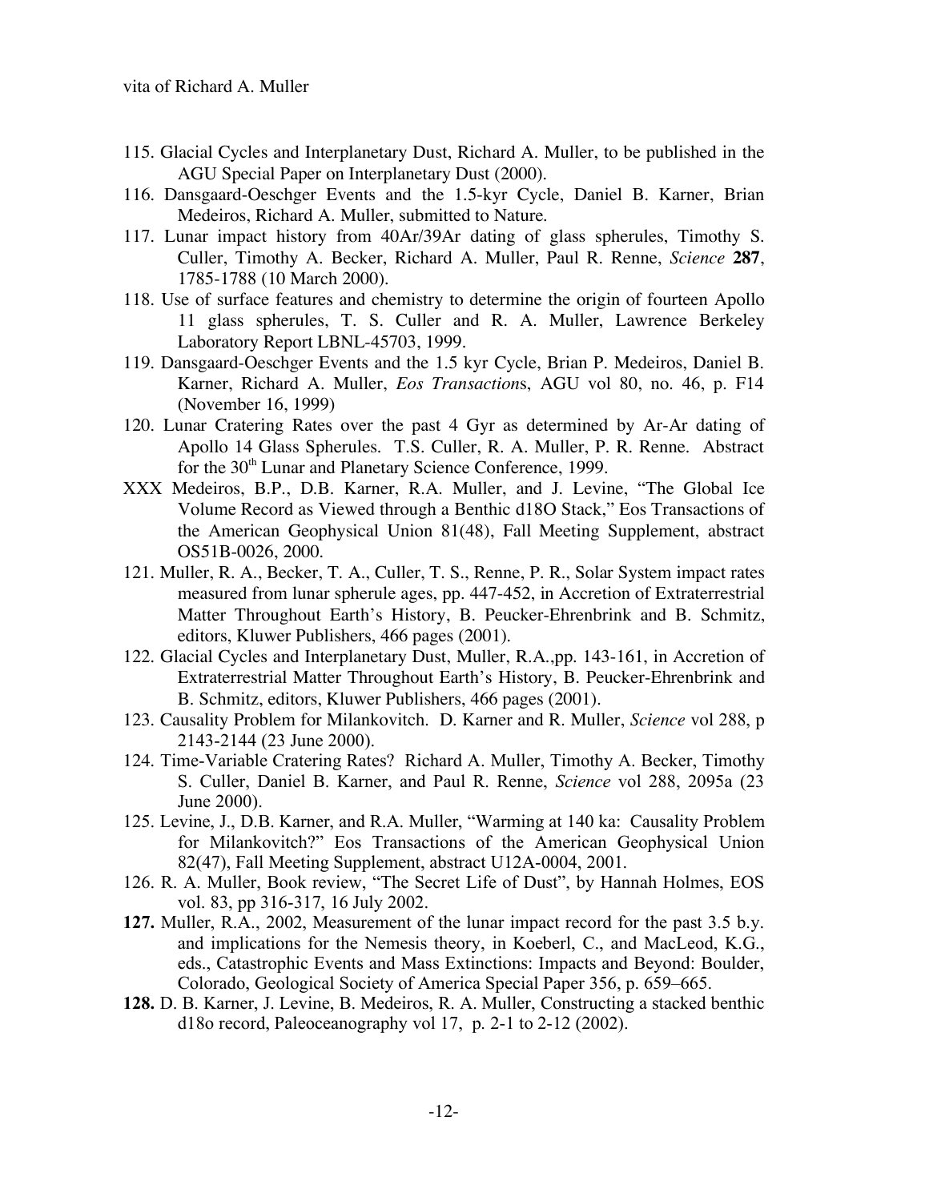115. Glacial Cycles and Interplanetary Dust, Richard A. Muller, to be published in the AGU Special Paper on Interplanetary Dust (2000).
116. Dansgaard-Oeschger Events and the 1.5-kyr Cycle, Daniel B. Karner, Brian Medeiros, Richard A. Muller, submitted to Nature.
117. Lunar impact history from 40Ar/39Ar dating of glass spherules, Timothy S. Culler, Timothy A. Becker, Richard A. Muller, Paul R. Renne, *Science* **287**, 1785-1788 (10 March 2000).
118. Use of surface features and chemistry to determine the origin of fourteen Apollo 11 glass spherules, T. S. Culler and R. A. Muller, Lawrence Berkeley Laboratory Report LBNL-45703, 1999.
119. Dansgaard-Oeschger Events and the 1.5 kyr Cycle, Brian P. Medeiros, Daniel B. Karner, Richard A. Muller, *Eos Transaction*s, AGU vol 80, no. 46, p. F14 (November 16, 1999)
120. Lunar Cratering Rates over the past 4 Gyr as determined by Ar-Ar dating of Apollo 14 Glass Spherules. T.S. Culler, R. A. Muller, P. R. Renne. Abstract for the 30th Lunar and Planetary Science Conference, 1999.

XXX Medeiros, B.P., D.B. Karner, R.A. Muller, and J. Levine, "The Global Ice Volume Record as Viewed through a Benthic d18O Stack," Eos Transactions of the American Geophysical Union 81(48), Fall Meeting Supplement, abstract OS51B-0026, 2000.

121. Muller, R. A., Becker, T. A., Culler, T. S., Renne, P. R., Solar System impact rates measured from lunar spherule ages, pp. 447-452, in Accretion of Extraterrestrial Matter Throughout Earth's History, B. Peucker-Ehrenbrink and B. Schmitz, editors, Kluwer Publishers, 466 pages (2001).
122. Glacial Cycles and Interplanetary Dust, Muller, R.A.,pp. 143-161, in Accretion of Extraterrestrial Matter Throughout Earth's History, B. Peucker-Ehrenbrink and B. Schmitz, editors, Kluwer Publishers, 466 pages (2001).
123. Causality Problem for Milankovitch. D. Karner and R. Muller, *Science* vol 288, p 2143-2144 (23 June 2000).
124. Time-Variable Cratering Rates? Richard A. Muller, Timothy A. Becker, Timothy S. Culler, Daniel B. Karner, and Paul R. Renne, *Science* vol 288, 2095a (23 June 2000).
125. Levine, J., D.B. Karner, and R.A. Muller, "Warming at 140 ka: Causality Problem for Milankovitch?" Eos Transactions of the American Geophysical Union 82(47), Fall Meeting Supplement, abstract U12A-0004, 2001.
126. R. A. Muller, Book review, "The Secret Life of Dust", by Hannah Holmes, EOS vol. 83, pp 316-317, 16 July 2002.
127. Muller, R.A., 2002, Measurement of the lunar impact record for the past 3.5 b.y. and implications for the Nemesis theory, in Koeberl, C., and MacLeod, K.G., eds., Catastrophic Events and Mass Extinctions: Impacts and Beyond: Boulder, Colorado, Geological Society of America Special Paper 356, p. 659–665.
128. D. B. Karner, J. Levine, B. Medeiros, R. A. Muller, Constructing a stacked benthic d18o record, Paleoceanography vol 17, p. 2-1 to 2-12 (2002).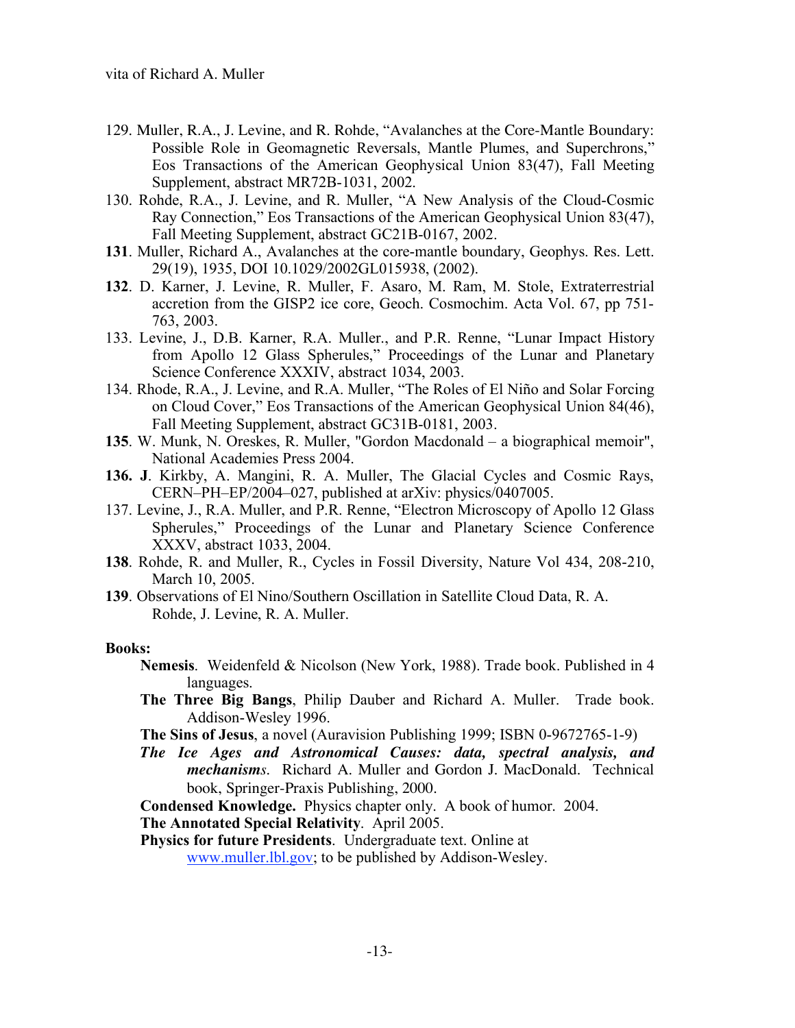129. Muller, R.A., J. Levine, and R. Rohde, "Avalanches at the Core-Mantle Boundary: Possible Role in Geomagnetic Reversals, Mantle Plumes, and Superchrons," Eos Transactions of the American Geophysical Union 83(47), Fall Meeting Supplement, abstract MR72B-1031, 2002.

130. Rohde, R.A., J. Levine, and R. Muller, "A New Analysis of the Cloud-Cosmic Ray Connection," Eos Transactions of the American Geophysical Union 83(47), Fall Meeting Supplement, abstract GC21B-0167, 2002.

**131**. Muller, Richard A., Avalanches at the core-mantle boundary, Geophys. Res. Lett. 29(19), 1935, DOI 10.1029/2002GL015938, (2002).

**132**. D. Karner, J. Levine, R. Muller, F. Asaro, M. Ram, M. Stole, Extraterrestrial accretion from the GISP2 ice core, Geoch. Cosmochim. Acta Vol. 67, pp 751-763, 2003.

133. Levine, J., D.B. Karner, R.A. Muller., and P.R. Renne, "Lunar Impact History from Apollo 12 Glass Spherules," Proceedings of the Lunar and Planetary Science Conference XXXIV, abstract 1034, 2003.

134. Rhode, R.A., J. Levine, and R.A. Muller, "The Roles of El Niño and Solar Forcing on Cloud Cover," Eos Transactions of the American Geophysical Union 84(46), Fall Meeting Supplement, abstract GC31B-0181, 2003.

**135**. W. Munk, N. Oreskes, R. Muller, "Gordon Macdonald – a biographical memoir", National Academies Press 2004.

**136. J**. Kirkby, A. Mangini, R. A. Muller, The Glacial Cycles and Cosmic Rays, CERN–PH–EP/2004–027, published at arXiv: physics/0407005.

137. Levine, J., R.A. Muller, and P.R. Renne, "Electron Microscopy of Apollo 12 Glass Spherules," Proceedings of the Lunar and Planetary Science Conference XXXV, abstract 1033, 2004.

**138**. Rohde, R. and Muller, R., Cycles in Fossil Diversity, Nature Vol 434, 208-210, March 10, 2005.

**139**. Observations of El Nino/Southern Oscillation in Satellite Cloud Data, R. A. Rohde, J. Levine, R. A. Muller.

**Books:**

**Nemesis**. Weidenfeld & Nicolson (New York, 1988). Trade book. Published in 4 languages.

**The Three Big Bangs**, Philip Dauber and Richard A. Muller. Trade book. Addison-Wesley 1996.

**The Sins of Jesus**, a novel (Auravision Publishing 1999; ISBN 0-9672765-1-9)

***The Ice Ages and Astronomical Causes: data, spectral analysis, and mechanisms***. Richard A. Muller and Gordon J. MacDonald. Technical book, Springer-Praxis Publishing, 2000.

**Condensed Knowledge.** Physics chapter only. A book of humor. 2004.

**The Annotated Special Relativity**. April 2005.

**Physics for future Presidents**. Undergraduate text. Online at www.muller.lbl.gov; to be published by Addison-Wesley.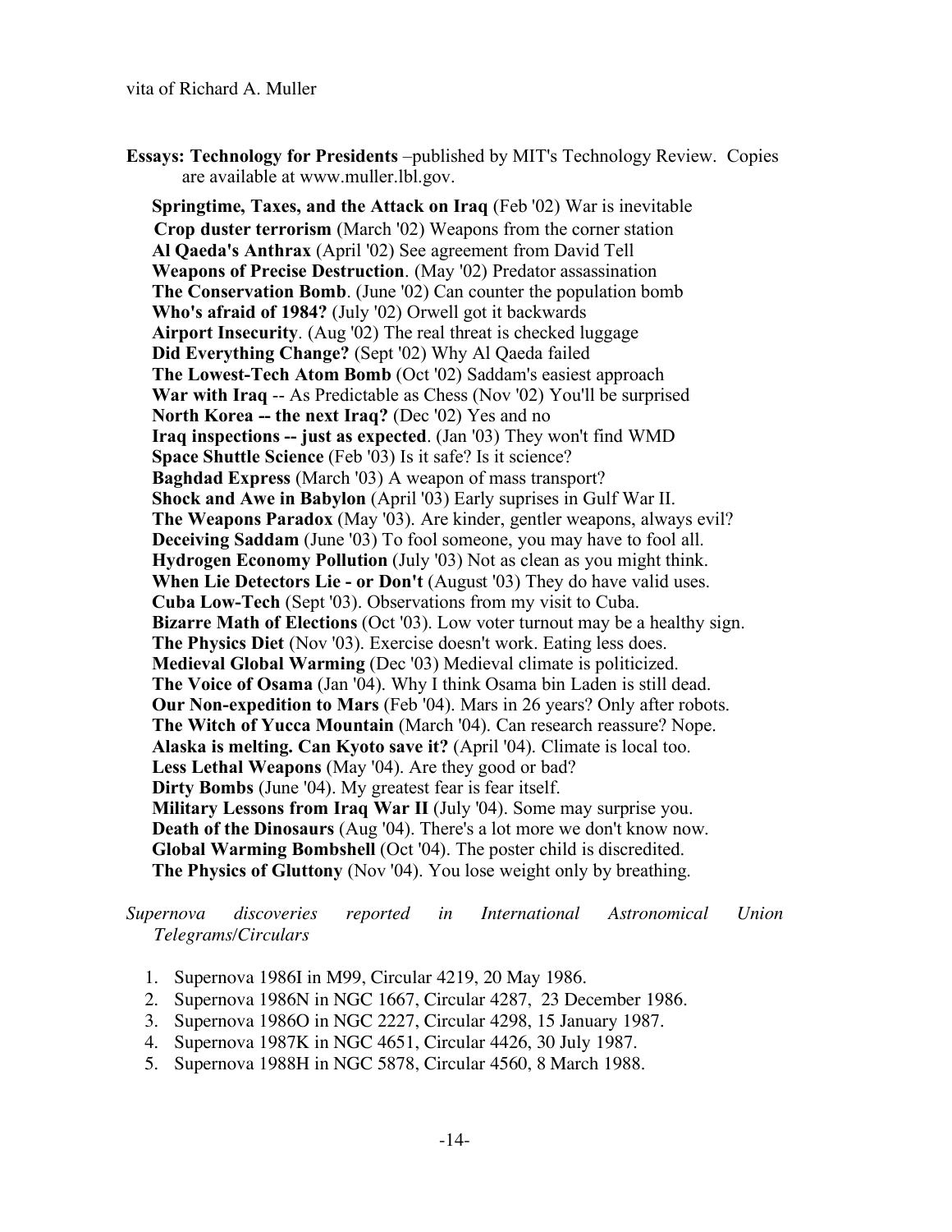**Essays: Technology for Presidents** –published by MIT's Technology Review. Copies are available at www.muller.lbl.gov.

**Springtime, Taxes, and the Attack on Iraq** (Feb '02) War is inevitable
**Crop duster terrorism** (March '02) Weapons from the corner station
**Al Qaeda's Anthrax** (April '02) See agreement from David Tell
**Weapons of Precise Destruction**. (May '02) Predator assassination
**The Conservation Bomb**. (June '02) Can counter the population bomb
**Who's afraid of 1984?** (July '02) Orwell got it backwards
**Airport Insecurity**. (Aug '02) The real threat is checked luggage
**Did Everything Change?** (Sept '02) Why Al Qaeda failed
**The Lowest-Tech Atom Bomb** (Oct '02) Saddam's easiest approach
**War with Iraq** -- As Predictable as Chess (Nov '02) You'll be surprised
**North Korea -- the next Iraq?** (Dec '02) Yes and no
**Iraq inspections -- just as expected**. (Jan '03) They won't find WMD
**Space Shuttle Science** (Feb '03) Is it safe? Is it science?
**Baghdad Express** (March '03) A weapon of mass transport?
**Shock and Awe in Babylon** (April '03) Early suprises in Gulf War II.
**The Weapons Paradox** (May '03). Are kinder, gentler weapons, always evil?
**Deceiving Saddam** (June '03) To fool someone, you may have to fool all.
**Hydrogen Economy Pollution** (July '03) Not as clean as you might think.
**When Lie Detectors Lie - or Don't** (August '03) They do have valid uses.
**Cuba Low-Tech** (Sept '03). Observations from my visit to Cuba.
**Bizarre Math of Elections** (Oct '03). Low voter turnout may be a healthy sign.
**The Physics Diet** (Nov '03). Exercise doesn't work. Eating less does.
**Medieval Global Warming** (Dec '03) Medieval climate is politicized.
**The Voice of Osama** (Jan '04). Why I think Osama bin Laden is still dead.
**Our Non-expedition to Mars** (Feb '04). Mars in 26 years? Only after robots.
**The Witch of Yucca Mountain** (March '04). Can research reassure? Nope.
**Alaska is melting. Can Kyoto save it?** (April '04). Climate is local too.
**Less Lethal Weapons** (May '04). Are they good or bad?
**Dirty Bombs** (June '04). My greatest fear is fear itself.
**Military Lessons from Iraq War II** (July '04). Some may surprise you.
**Death of the Dinosaurs** (Aug '04). There's a lot more we don't know now.
**Global Warming Bombshell** (Oct '04). The poster child is discredited.
**The Physics of Gluttony** (Nov '04). You lose weight only by breathing.

*Supernova discoveries reported in International Astronomical Union Telegrams/Circulars*

1. Supernova 1986I in M99, Circular 4219, 20 May 1986.
2. Supernova 1986N in NGC 1667, Circular 4287, 23 December 1986.
3. Supernova 1986O in NGC 2227, Circular 4298, 15 January 1987.
4. Supernova 1987K in NGC 4651, Circular 4426, 30 July 1987.
5. Supernova 1988H in NGC 5878, Circular 4560, 8 March 1988.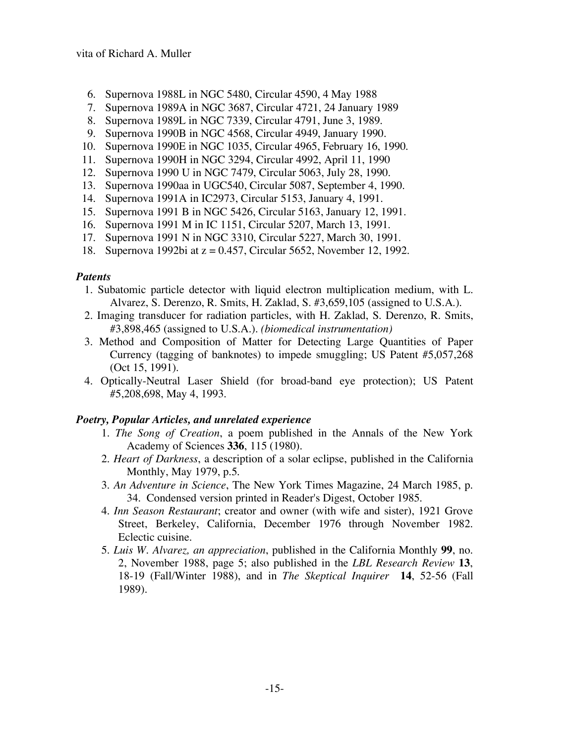6. Supernova 1988L in NGC 5480, Circular 4590, 4 May 1988
7. Supernova 1989A in NGC 3687, Circular 4721, 24 January 1989
8. Supernova 1989L in NGC 7339, Circular 4791, June 3, 1989.
9. Supernova 1990B in NGC 4568, Circular 4949, January 1990.
10. Supernova 1990E in NGC 1035, Circular 4965, February 16, 1990.
11. Supernova 1990H in NGC 3294, Circular 4992, April 11, 1990
12. Supernova 1990 U in NGC 7479, Circular 5063, July 28, 1990.
13. Supernova 1990aa in UGC540, Circular 5087, September 4, 1990.
14. Supernova 1991A in IC2973, Circular 5153, January 4, 1991.
15. Supernova 1991 B in NGC 5426, Circular 5163, January 12, 1991.
16. Supernova 1991 M in IC 1151, Circular 5207, March 13, 1991.
17. Supernova 1991 N in NGC 3310, Circular 5227, March 30, 1991.
18. Supernova 1992bi at z = 0.457, Circular 5652, November 12, 1992.

### *Patents*

1. Subatomic particle detector with liquid electron multiplication medium, with L. Alvarez, S. Derenzo, R. Smits, H. Zaklad, S. #3,659,105 (assigned to U.S.A.).
2. Imaging transducer for radiation particles, with H. Zaklad, S. Derenzo, R. Smits, #3,898,465 (assigned to U.S.A.). *(biomedical instrumentation)*
3. Method and Composition of Matter for Detecting Large Quantities of Paper Currency (tagging of banknotes) to impede smuggling; US Patent #5,057,268 (Oct 15, 1991).
4. Optically-Neutral Laser Shield (for broad-band eye protection); US Patent #5,208,698, May 4, 1993.

### *Poetry, Popular Articles, and unrelated experience*

1. *The Song of Creation*, a poem published in the Annals of the New York Academy of Sciences **336**, 115 (1980).
2. *Heart of Darkness*, a description of a solar eclipse, published in the California Monthly, May 1979, p.5.
3. *An Adventure in Science*, The New York Times Magazine, 24 March 1985, p. 34. Condensed version printed in Reader's Digest, October 1985.
4. *Inn Season Restaurant*; creator and owner (with wife and sister), 1921 Grove Street, Berkeley, California, December 1976 through November 1982. Eclectic cuisine.
5. *Luis W. Alvarez, an appreciation*, published in the California Monthly **99**, no. 2, November 1988, page 5; also published in the *LBL Research Review* **13**, 18-19 (Fall/Winter 1988), and in *The Skeptical Inquirer* **14**, 52-56 (Fall 1989).